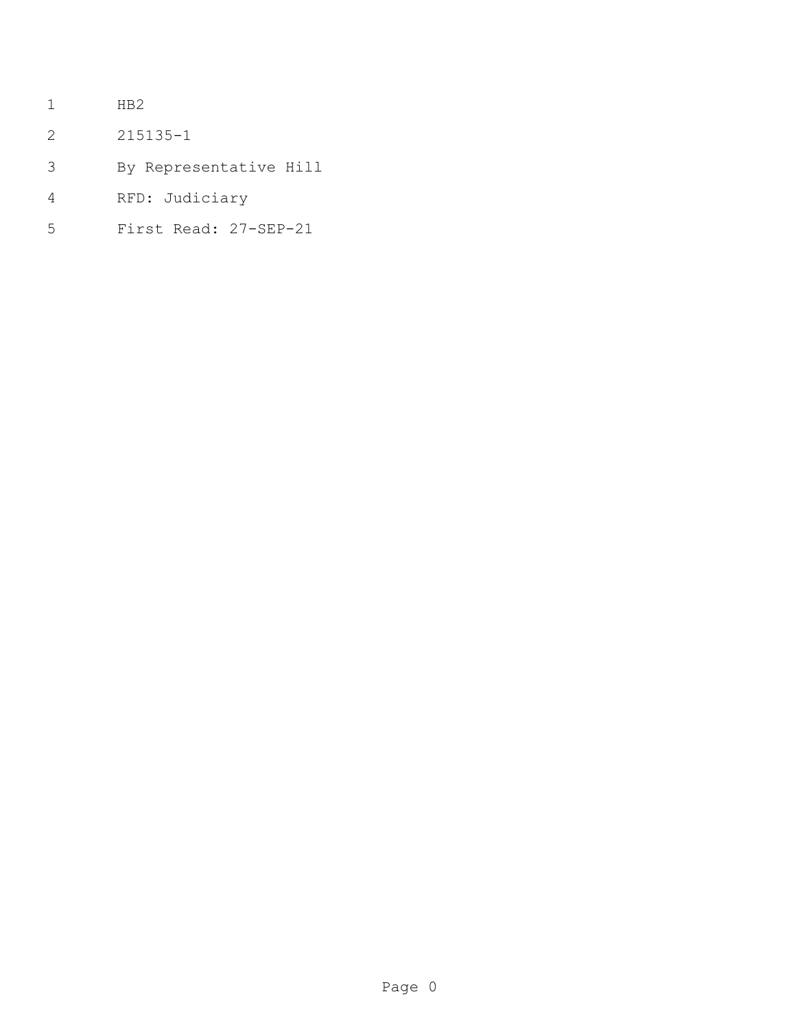HB2

215135-1

By Representative Hill

RFD: Judiciary

First Read: 27-SEP-21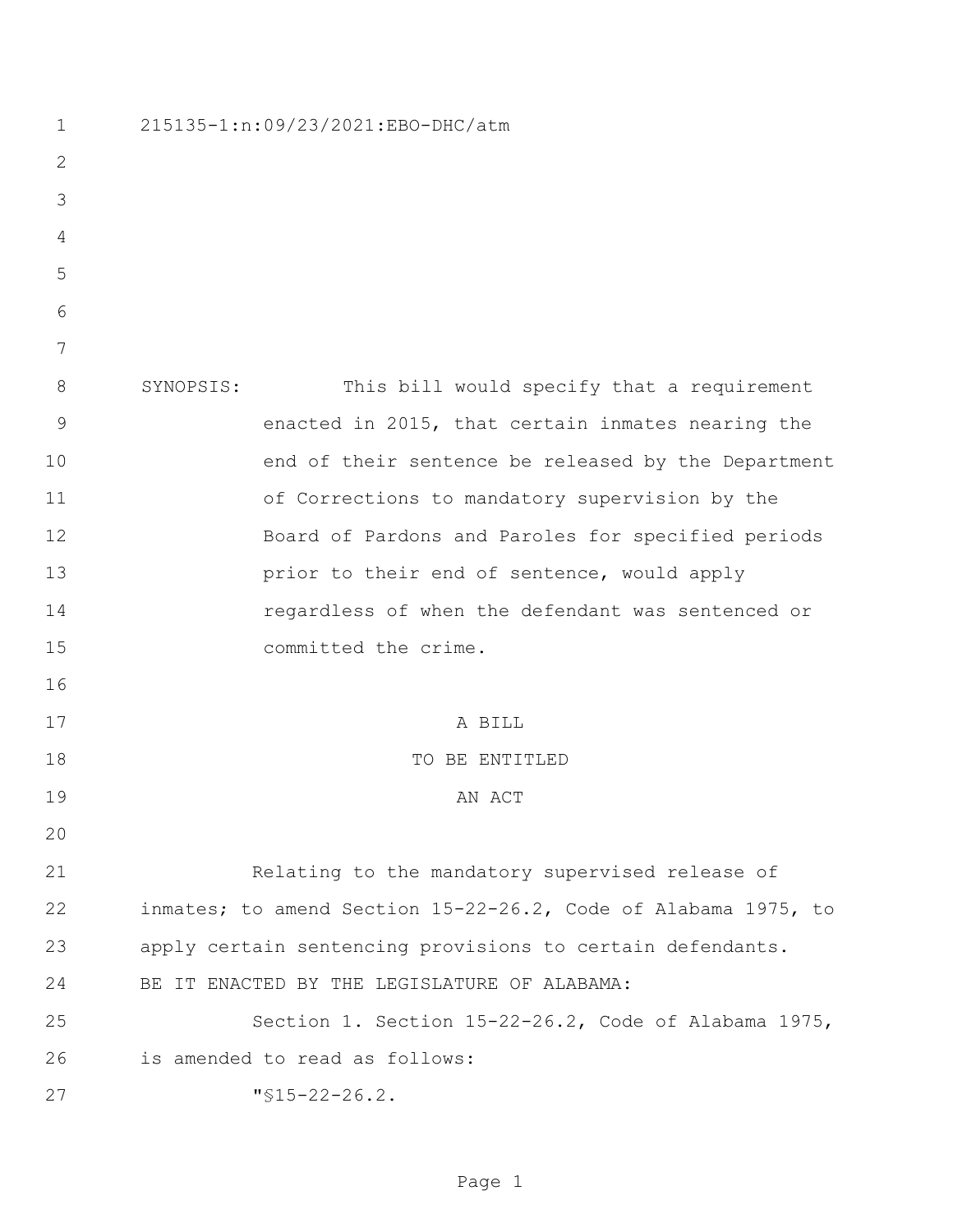215135-1:n:09/23/2021:EBO-DHC/atm

SYNOPSIS: This bill would specify that a requirement enacted in 2015, that certain inmates nearing the end of their sentence be released by the Department of Corrections to mandatory supervision by the Board of Pardons and Paroles for specified periods prior to their end of sentence, would apply regardless of when the defendant was sentenced or committed the crime.

A BILL

TO BE ENTITLED

AN ACT

Relating to the mandatory supervised release of inmates; to amend Section 15-22-26.2, Code of Alabama 1975, to apply certain sentencing provisions to certain defendants.

BE IT ENACTED BY THE LEGISLATURE OF ALABAMA:

Section 1. Section 15-22-26.2, Code of Alabama 1975, is amended to read as follows:

"§15-22-26.2.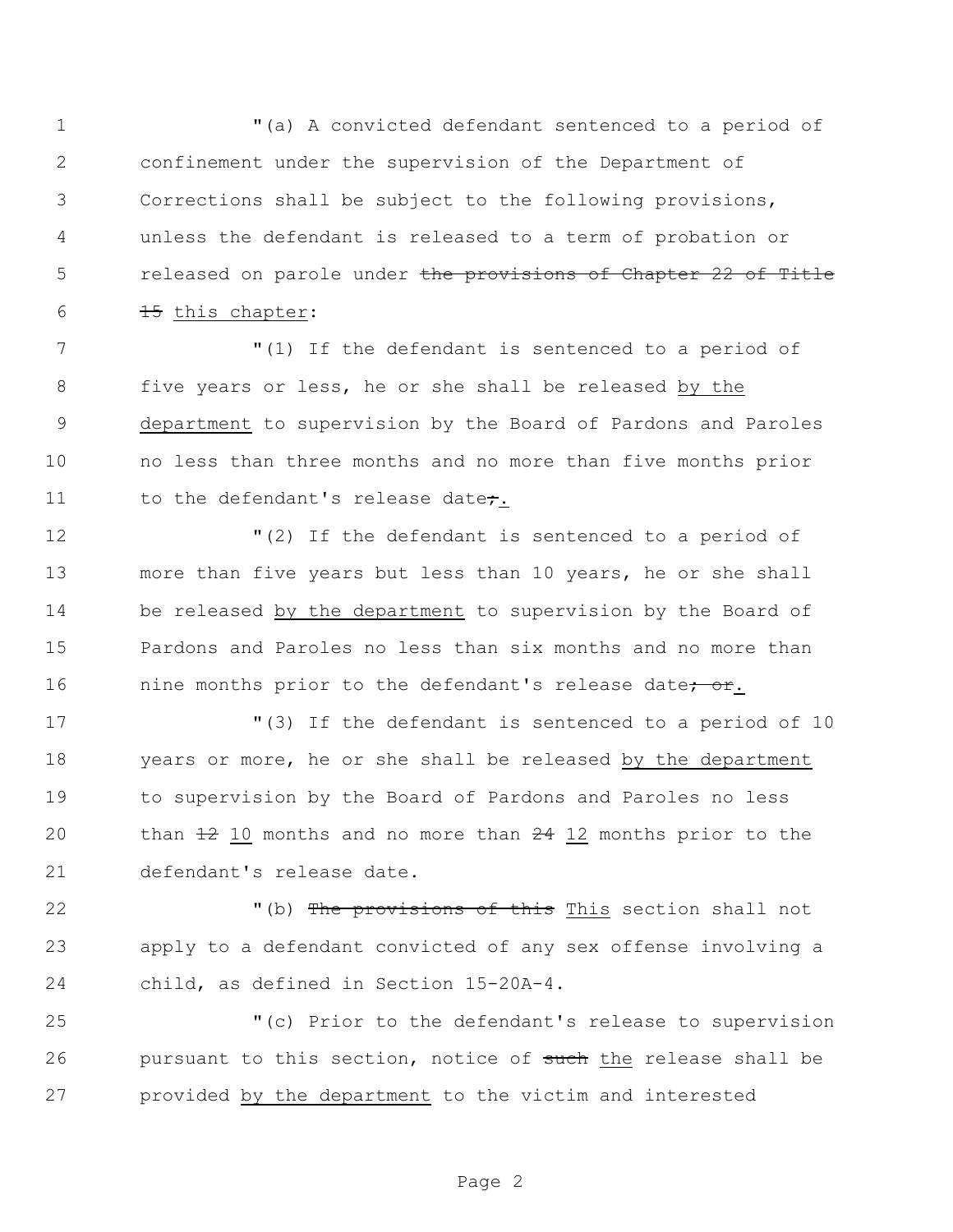"(a) A convicted defendant sentenced to a period of confinement under the supervision of the Department of Corrections shall be subject to the following provisions, unless the defendant is released to a term of probation or released on parole under ~~the provisions of Chapter 22 of Title 15~~ <u>this chapter</u>:

"(1) If the defendant is sentenced to a period of five years or less, he or she shall be released <u>by the department</u> to supervision by the Board of Pardons and Paroles no less than three months and no more than five months prior to the defendant's release date~~;~~<u>.</u>

"(2) If the defendant is sentenced to a period of more than five years but less than 10 years, he or she shall be released <u>by the department</u> to supervision by the Board of Pardons and Paroles no less than six months and no more than nine months prior to the defendant's release date~~; or~~<u>.</u>

"(3) If the defendant is sentenced to a period of 10 years or more, he or she shall be released <u>by the department</u> to supervision by the Board of Pardons and Paroles no less than ~~12~~ <u>10</u> months and no more than ~~24~~ <u>12</u> months prior to the defendant's release date.

"(b) ~~The provisions of this~~ <u>This</u> section shall not apply to a defendant convicted of any sex offense involving a child, as defined in Section 15-20A-4.

"(c) Prior to the defendant's release to supervision pursuant to this section, notice of ~~such~~ <u>the</u> release shall be provided <u>by the department</u> to the victim and interested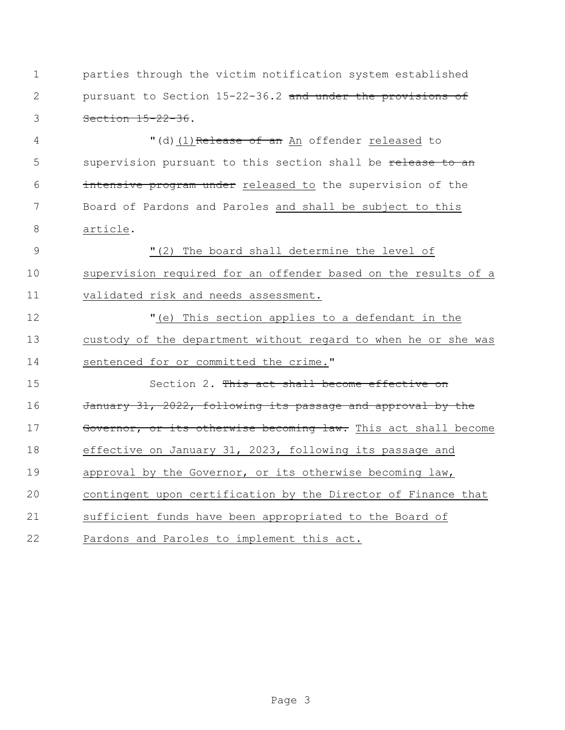parties through the victim notification system established pursuant to Section 15-22-36.2 ~~and under the provisions of Section 15-22-36~~.

"(d)<u>(1)</u>~~Release of an~~ <u>An</u> offender <u>released</u> to supervision pursuant to this section shall be ~~release to an intensive program under~~ <u>released to</u> the supervision of the Board of Pardons and Paroles <u>and shall be subject to this article</u>.

<u>"(2) The board shall determine the level of supervision required for an offender based on the results of a validated risk and needs assessment.</u>

"<u>(e) This section applies to a defendant in the custody of the department without regard to when he or she was sentenced for or committed the crime.</u>"

Section 2. ~~This act shall become effective on January 31, 2022, following its passage and approval by the Governor, or its otherwise becoming law.~~ <u>This act shall become effective on January 31, 2023, following its passage and approval by the Governor, or its otherwise becoming law, contingent upon certification by the Director of Finance that sufficient funds have been appropriated to the Board of Pardons and Paroles to implement this act.</u>